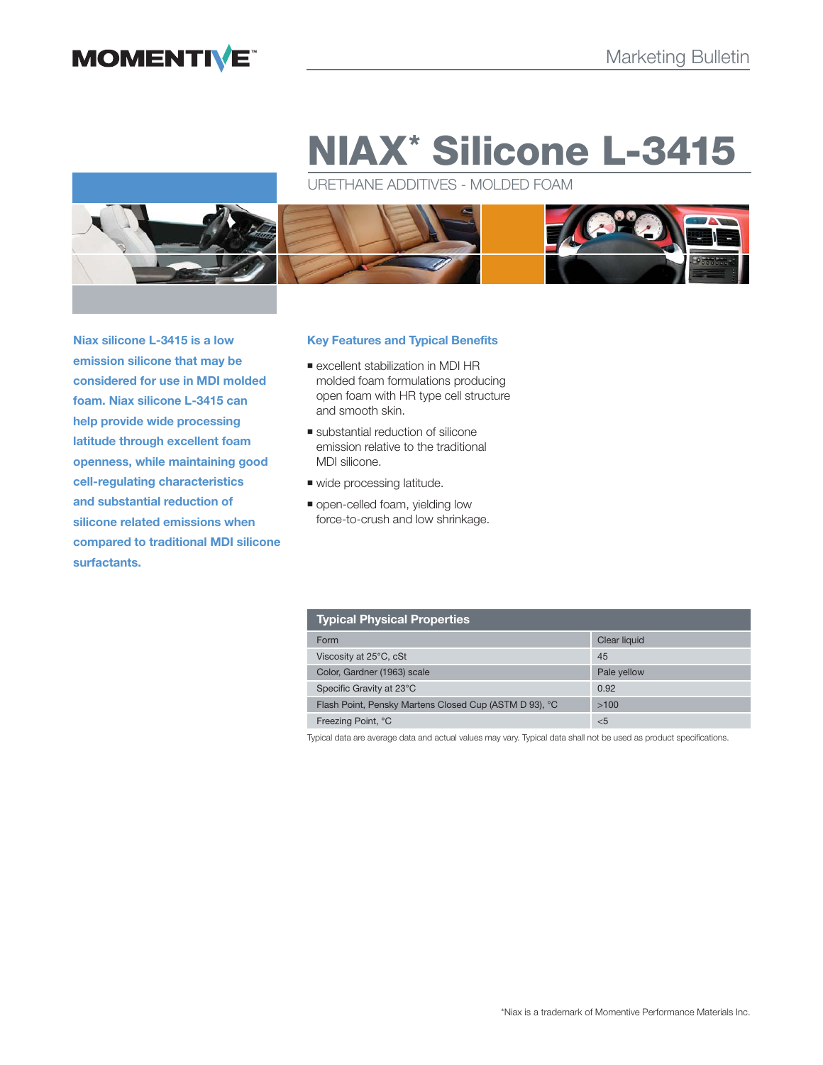MOMENTIVE™

Marketing Bulletin

# NIAX* Silicone L-3415

URETHANE ADDITIVES - MOLDED FOAM

**Niax silicone L-3415 is a low emission silicone that may be considered for use in MDI molded foam. Niax silicone L-3415 can help provide wide processing latitude through excellent foam openness, while maintaining good cell-regulating characteristics and substantial reduction of silicone related emissions when compared to traditional MDI silicone surfactants.**

## Key Features and Typical Benefits

- excellent stabilization in MDI HR molded foam formulations producing open foam with HR type cell structure and smooth skin.
- substantial reduction of silicone emission relative to the traditional MDI silicone.
- wide processing latitude.
- open-celled foam, yielding low force-to-crush and low shrinkage.

| Typical Physical Properties | |
|---|---|
| Form | Clear liquid |
| Viscosity at 25°C, cSt | 45 |
| Color, Gardner (1963) scale | Pale yellow |
| Specific Gravity at 23°C | 0.92 |
| Flash Point, Pensky Martens Closed Cup (ASTM D 93), °C | >100 |
| Freezing Point, °C | <5 |

Typical data are average data and actual values may vary. Typical data shall not be used as product specifications.

*Niax is a trademark of Momentive Performance Materials Inc.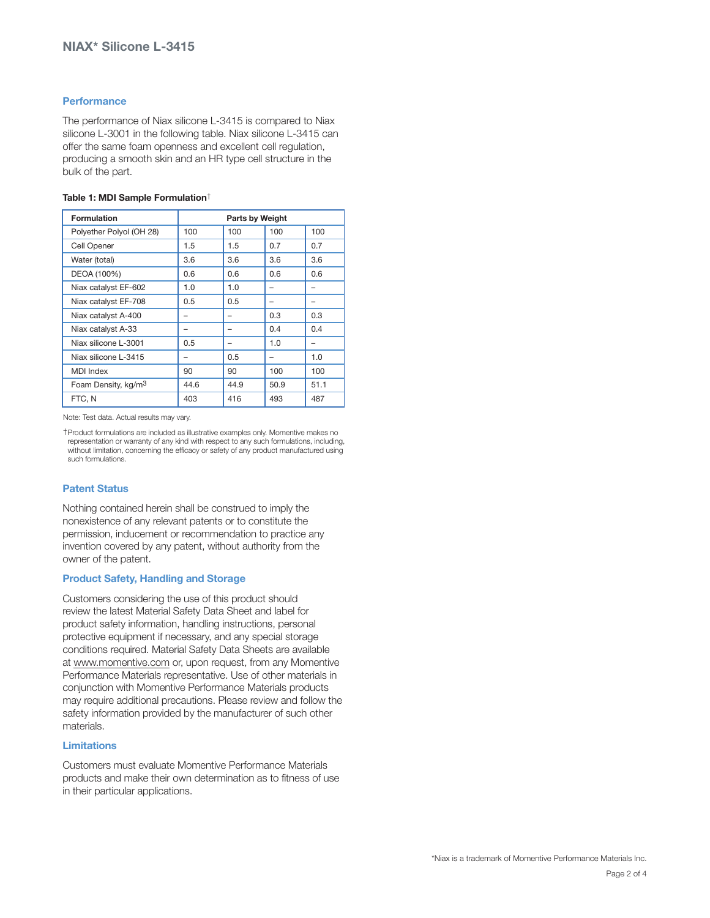## Performance

The performance of Niax silicone L-3415 is compared to Niax silicone L-3001 in the following table. Niax silicone L-3415 can offer the same foam openness and excellent cell regulation, producing a smooth skin and an HR type cell structure in the bulk of the part.

**Table 1: MDI Sample Formulation**†

| Formulation | Parts by Weight | | | |
|---|---|---|---|---|
| Polyether Polyol (OH 28) | 100 | 100 | 100 | 100 |
| Cell Opener | 1.5 | 1.5 | 0.7 | 0.7 |
| Water (total) | 3.6 | 3.6 | 3.6 | 3.6 |
| DEOA (100%) | 0.6 | 0.6 | 0.6 | 0.6 |
| Niax catalyst EF-602 | 1.0 | 1.0 | – | – |
| Niax catalyst EF-708 | 0.5 | 0.5 | – | – |
| Niax catalyst A-400 | – | – | 0.3 | 0.3 |
| Niax catalyst A-33 | – | – | 0.4 | 0.4 |
| Niax silicone L-3001 | 0.5 | – | 1.0 | – |
| Niax silicone L-3415 | – | 0.5 | – | 1.0 |
| MDI Index | 90 | 90 | 100 | 100 |
| Foam Density, kg/$m^3$ | 44.6 | 44.9 | 50.9 | 51.1 |
| FTC, N | 403 | 416 | 493 | 487 |

Note: Test data. Actual results may vary.

†Product formulations are included as illustrative examples only. Momentive makes no representation or warranty of any kind with respect to any such formulations, including, without limitation, concerning the efficacy or safety of any product manufactured using such formulations.

## Patent Status

Nothing contained herein shall be construed to imply the nonexistence of any relevant patents or to constitute the permission, inducement or recommendation to practice any invention covered by any patent, without authority from the owner of the patent.

## Product Safety, Handling and Storage

Customers considering the use of this product should review the latest Material Safety Data Sheet and label for product safety information, handling instructions, personal protective equipment if necessary, and any special storage conditions required. Material Safety Data Sheets are available at www.momentive.com or, upon request, from any Momentive Performance Materials representative. Use of other materials in conjunction with Momentive Performance Materials products may require additional precautions. Please review and follow the safety information provided by the manufacturer of such other materials.

## Limitations

Customers must evaluate Momentive Performance Materials products and make their own determination as to fitness of use in their particular applications.

*Niax is a trademark of Momentive Performance Materials Inc.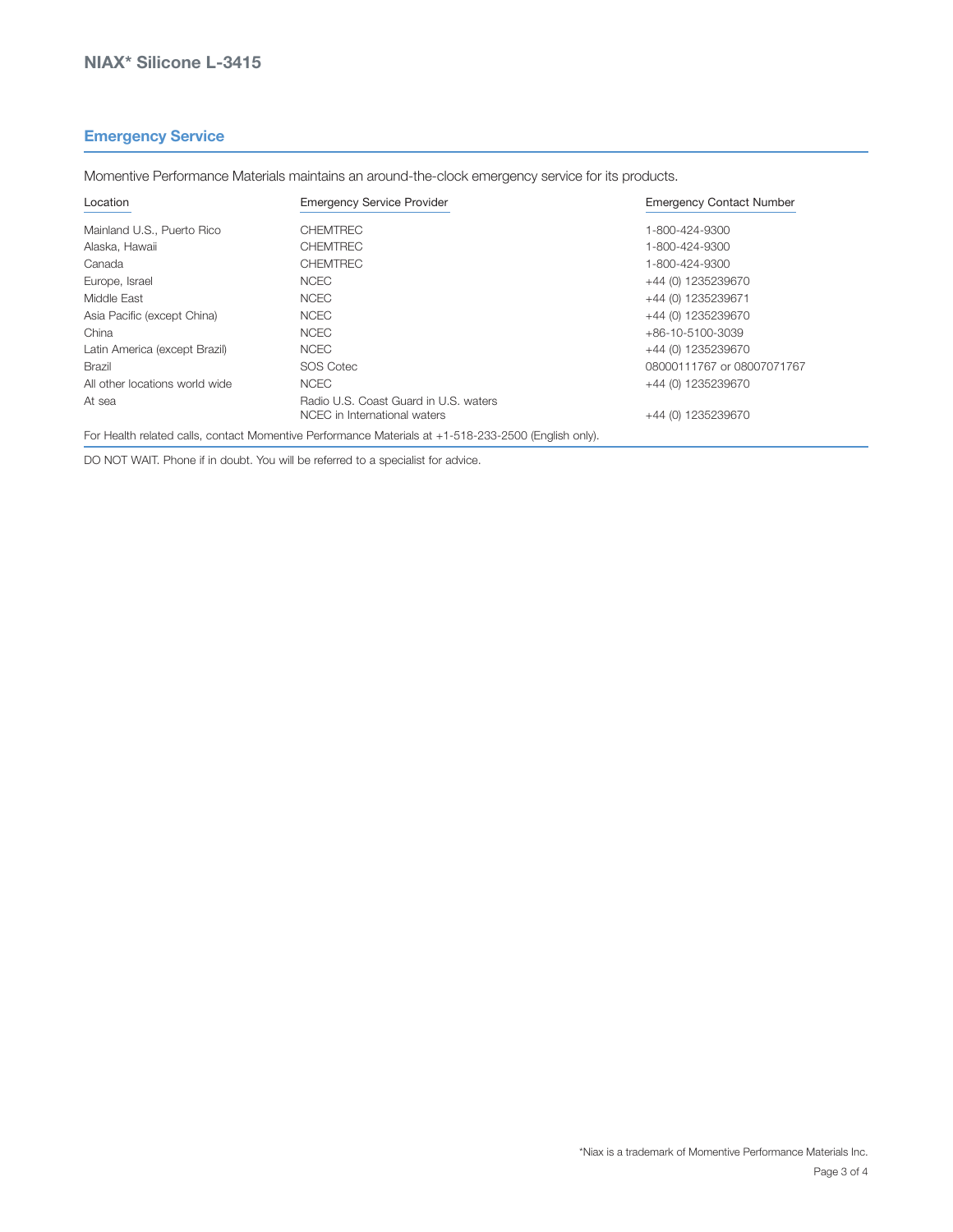## Emergency Service

Momentive Performance Materials maintains an around-the-clock emergency service for its products.

| Location | Emergency Service Provider | Emergency Contact Number |
|---|---|---|
| Mainland U.S., Puerto Rico | CHEMTREC | 1-800-424-9300 |
| Alaska, Hawaii | CHEMTREC | 1-800-424-9300 |
| Canada | CHEMTREC | 1-800-424-9300 |
| Europe, Israel | NCEC | +44 (0) 1235239670 |
| Middle East | NCEC | +44 (0) 1235239671 |
| Asia Pacific (except China) | NCEC | +44 (0) 1235239670 |
| China | NCEC | +86-10-5100-3039 |
| Latin America (except Brazil) | NCEC | +44 (0) 1235239670 |
| Brazil | SOS Cotec | 08000111767 or 08007071767 |
| All other locations world wide | NCEC | +44 (0) 1235239670 |
| At sea | Radio U.S. Coast Guard in U.S. waters<br>NCEC in International waters | <br>+44 (0) 1235239670 |

For Health related calls, contact Momentive Performance Materials at +1-518-233-2500 (English only).

DO NOT WAIT. Phone if in doubt. You will be referred to a specialist for advice.

*Niax is a trademark of Momentive Performance Materials Inc.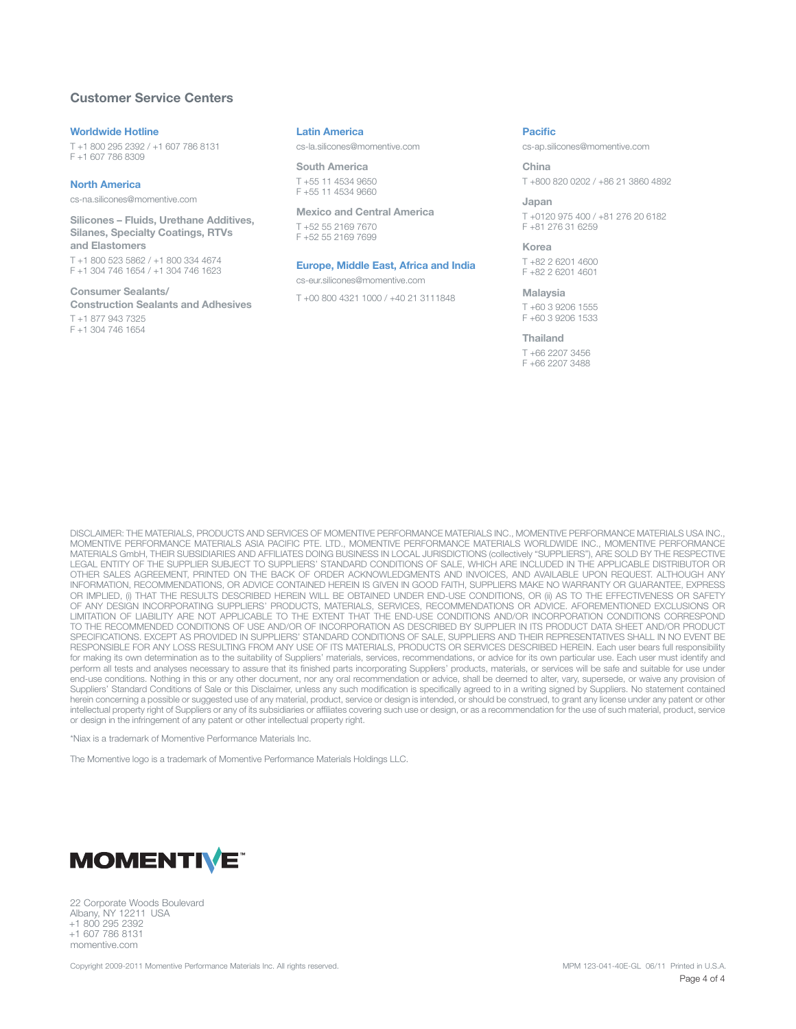## Customer Service Centers

### Worldwide Hotline

T +1 800 295 2392 / +1 607 786 8131
F +1 607 786 8309

### North America

cs-na.silicones@momentive.com

**Silicones – Fluids, Urethane Additives, Silanes, Specialty Coatings, RTVs and Elastomers**

T +1 800 523 5862 / +1 800 334 4674
F +1 304 746 1654 / +1 304 746 1623

**Consumer Sealants/ Construction Sealants and Adhesives**

T +1 877 943 7325
F +1 304 746 1654

### Latin America

cs-la.silicones@momentive.com

**South America**

T +55 11 4534 9650
F +55 11 4534 9660

**Mexico and Central America**

T +52 55 2169 7670
F +52 55 2169 7699

### Europe, Middle East, Africa and India

cs-eur.silicones@momentive.com

T +00 800 4321 1000 / +40 21 3111848

### Pacific

cs-ap.silicones@momentive.com

**China**

T +800 820 0202 / +86 21 3860 4892

**Japan**

T +0120 975 400 / +81 276 20 6182
F +81 276 31 6259

**Korea**

T +82 2 6201 4600
F +82 2 6201 4601

**Malaysia**

T +60 3 9206 1555
F +60 3 9206 1533

**Thailand**

T +66 2207 3456
F +66 2207 3488

DISCLAIMER: THE MATERIALS, PRODUCTS AND SERVICES OF MOMENTIVE PERFORMANCE MATERIALS INC., MOMENTIVE PERFORMANCE MATERIALS USA INC., MOMENTIVE PERFORMANCE MATERIALS ASIA PACIFIC PTE. LTD., MOMENTIVE PERFORMANCE MATERIALS WORLDWIDE INC., MOMENTIVE PERFORMANCE MATERIALS GmbH, THEIR SUBSIDIARIES AND AFFILIATES DOING BUSINESS IN LOCAL JURISDICTIONS (collectively "SUPPLIERS"), ARE SOLD BY THE RESPECTIVE LEGAL ENTITY OF THE SUPPLIER SUBJECT TO SUPPLIERS' STANDARD CONDITIONS OF SALE, WHICH ARE INCLUDED IN THE APPLICABLE DISTRIBUTOR OR OTHER SALES AGREEMENT, PRINTED ON THE BACK OF ORDER ACKNOWLEDGMENTS AND INVOICES, AND AVAILABLE UPON REQUEST. ALTHOUGH ANY INFORMATION, RECOMMENDATIONS, OR ADVICE CONTAINED HEREIN IS GIVEN IN GOOD FAITH, SUPPLIERS MAKE NO WARRANTY OR GUARANTEE, EXPRESS OR IMPLIED, (i) THAT THE RESULTS DESCRIBED HEREIN WILL BE OBTAINED UNDER END-USE CONDITIONS, OR (ii) AS TO THE EFFECTIVENESS OR SAFETY OF ANY DESIGN INCORPORATING SUPPLIERS' PRODUCTS, MATERIALS, SERVICES, RECOMMENDATIONS OR ADVICE. AFOREMENTIONED EXCLUSIONS OR LIMITATION OF LIABILITY ARE NOT APPLICABLE TO THE EXTENT THAT THE END-USE CONDITIONS AND/OR INCORPORATION CONDITIONS CORRESPOND TO THE RECOMMENDED CONDITIONS OF USE AND/OR OF INCORPORATION AS DESCRIBED BY SUPPLIER IN ITS PRODUCT DATA SHEET AND/OR PRODUCT SPECIFICATIONS. EXCEPT AS PROVIDED IN SUPPLIERS' STANDARD CONDITIONS OF SALE, SUPPLIERS AND THEIR REPRESENTATIVES SHALL IN NO EVENT BE RESPONSIBLE FOR ANY LOSS RESULTING FROM ANY USE OF ITS MATERIALS, PRODUCTS OR SERVICES DESCRIBED HEREIN. Each user bears full responsibility for making its own determination as to the suitability of Suppliers' materials, services, recommendations, or advice for its own particular use. Each user must identify and perform all tests and analyses necessary to assure that its finished parts incorporating Suppliers' products, materials, or services will be safe and suitable for use under end-use conditions. Nothing in this or any other document, nor any oral recommendation or advice, shall be deemed to alter, vary, supersede, or waive any provision of Suppliers' Standard Conditions of Sale or this Disclaimer, unless any such modification is specifically agreed to in a writing signed by Suppliers. No statement contained herein concerning a possible or suggested use of any material, product, service or design is intended, or should be construed, to grant any license under any patent or other intellectual property right of Suppliers or any of its subsidiaries or affiliates covering such use or design, or as a recommendation for the use of such material, product, service or design in the infringement of any patent or other intellectual property right.

*Niax is a trademark of Momentive Performance Materials Inc.

The Momentive logo is a trademark of Momentive Performance Materials Holdings LLC.

MOMENTIVE™

22 Corporate Woods Boulevard
Albany, NY 12211 USA
+1 800 295 2392
+1 607 786 8131
momentive.com

Copyright 2009-2011 Momentive Performance Materials Inc. All rights reserved.

MPM 123-041-40E-GL 06/11 Printed in U.S.A.